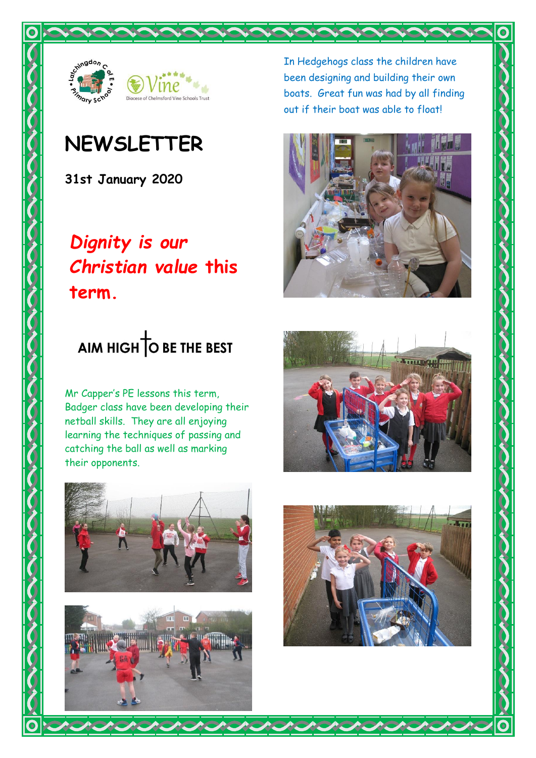# NEWSLETTER

**31st January 2020**

***Dignity is our Christian value this term.***

**AIM HIGH TO BE THE BEST**

Mr Capper's PE lessons this term, Badger class have been developing their netball skills. They are all enjoying learning the techniques of passing and catching the ball as well as marking their opponents.

In Hedgehogs class the children have been designing and building their own boats. Great fun was had by all finding out if their boat was able to float!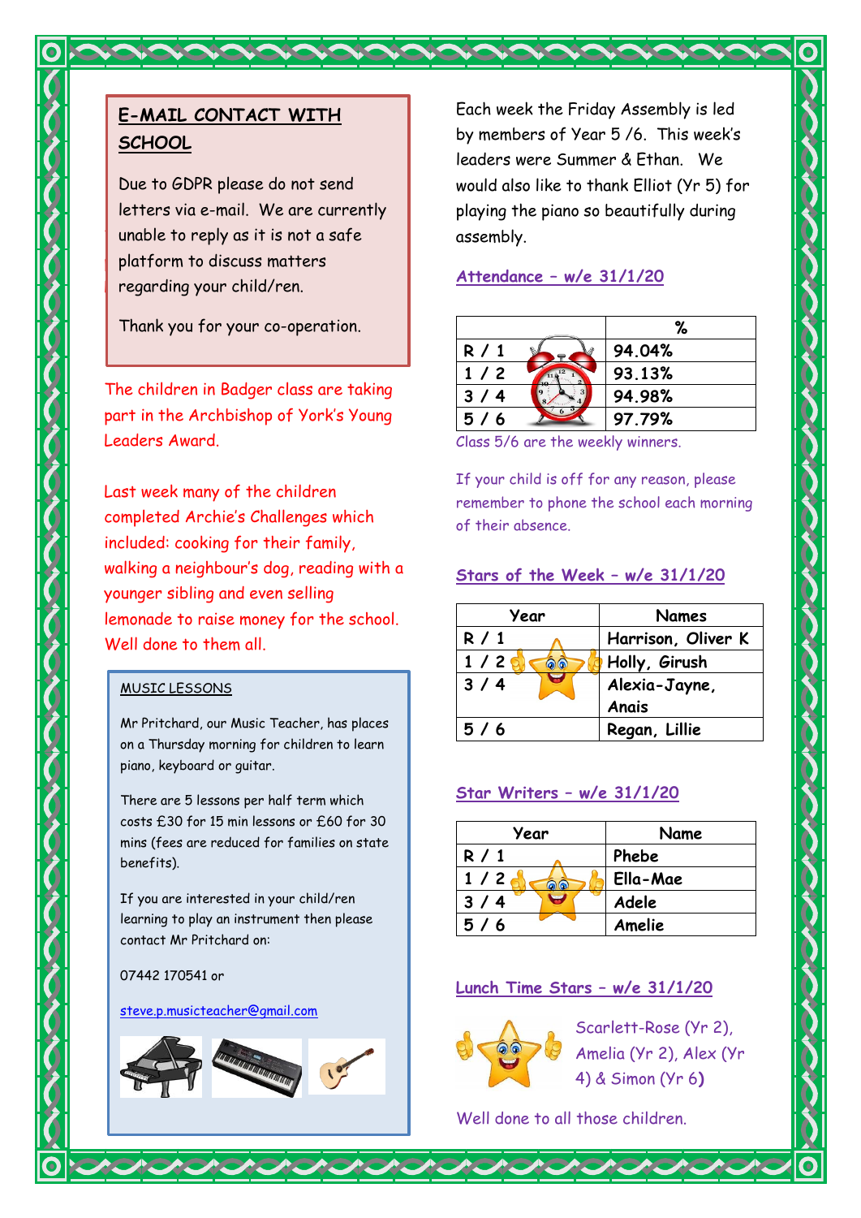## E-MAIL CONTACT WITH SCHOOL

Due to GDPR please do not send letters via e-mail. We are currently unable to reply as it is not a safe platform to discuss matters regarding your child/ren.

Thank you for your co-operation.

The children in Badger class are taking part in the Archbishop of York's Young Leaders Award.

Last week many of the children completed Archie's Challenges which included: cooking for their family, walking a neighbour's dog, reading with a younger sibling and even selling lemonade to raise money for the school. Well done to them all.

### MUSIC LESSONS

Mr Pritchard, our Music Teacher, has places on a Thursday morning for children to learn piano, keyboard or guitar.

There are 5 lessons per half term which costs £30 for 15 min lessons or £60 for 30 mins (fees are reduced for families on state benefits).

If you are interested in your child/ren learning to play an instrument then please contact Mr Pritchard on:

07442 170541 or

steve.p.musicteacher@gmail.com

Each week the Friday Assembly is led by members of Year 5 /6. This week's leaders were Summer & Ethan. We would also like to thank Elliot (Yr 5) for playing the piano so beautifully during assembly.

## Attendance – w/e 31/1/20

| | % |
|---|---|
| R / 1 | 94.04% |
| 1 / 2 | 93.13% |
| 3 / 4 | 94.98% |
| 5 / 6 | 97.79% |

Class 5/6 are the weekly winners.

If your child is off for any reason, please remember to phone the school each morning of their absence.

## Stars of the Week – w/e 31/1/20

| Year | Names |
|---|---|
| R / 1 | Harrison, Oliver K |
| 1 / 2 | Holly, Girush |
| 3 / 4 | Alexia-Jayne, Anais |
| 5 / 6 | Regan, Lillie |

## Star Writers – w/e 31/1/20

| Year | Name |
|---|---|
| R / 1 | Phebe |
| 1 / 2 | Ella-Mae |
| 3 / 4 | Adele |
| 5 / 6 | Amelie |

## Lunch Time Stars – w/e 31/1/20

Scarlett-Rose (Yr 2), Amelia (Yr 2), Alex (Yr 4) & Simon (Yr 6)

Well done to all those children.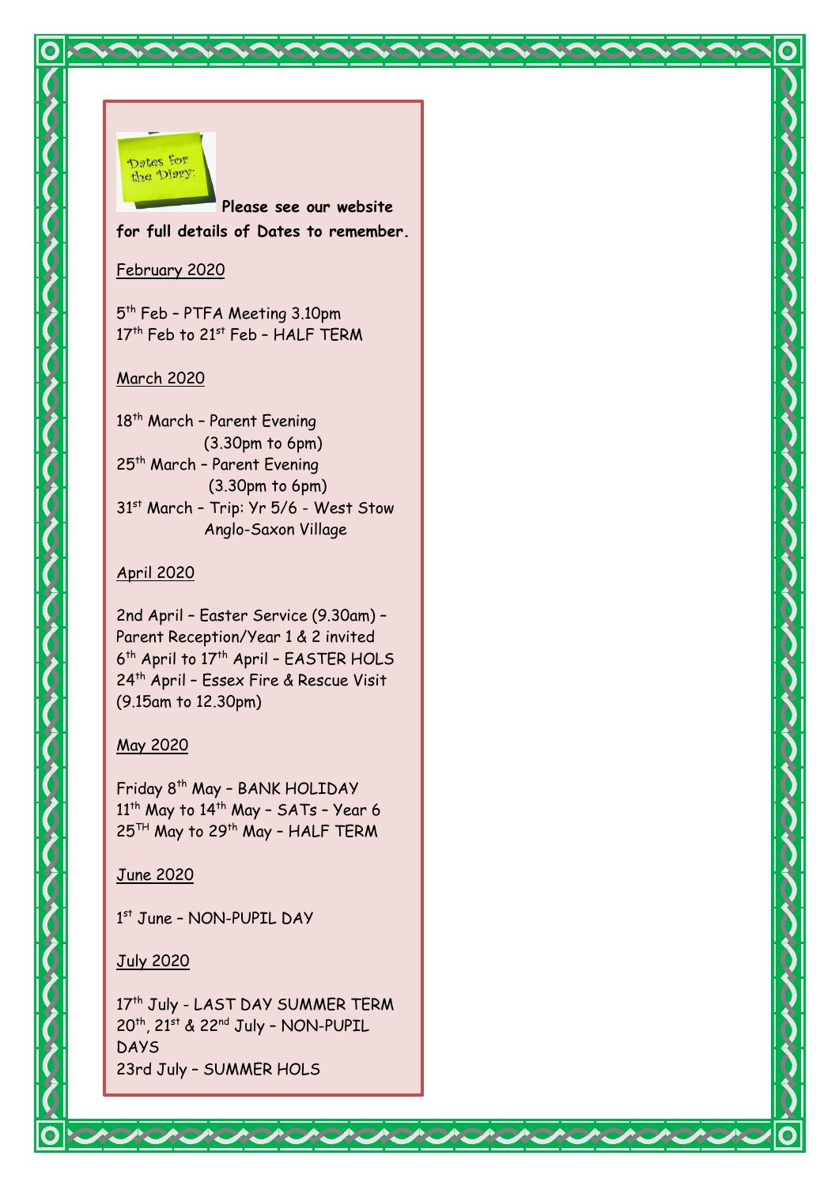Dates for the Diary:

**Please see our website for full details of Dates to remember.**

February 2020

5th Feb – PTFA Meeting 3.10pm
17th Feb to 21st Feb – HALF TERM

March 2020

18th March – Parent Evening (3.30pm to 6pm)
25th March – Parent Evening (3.30pm to 6pm)
31st March – Trip: Yr 5/6 - West Stow Anglo-Saxon Village

April 2020

2nd April – Easter Service (9.30am) – Parent Reception/Year 1 & 2 invited
6th April to 17th April – EASTER HOLS
24th April – Essex Fire & Rescue Visit (9.15am to 12.30pm)

May 2020

Friday 8th May – BANK HOLIDAY
11th May to 14th May – SATs – Year 6
25TH May to 29th May – HALF TERM

June 2020

1st June – NON-PUPIL DAY

July 2020

17th July - LAST DAY SUMMER TERM
20th, 21st & 22nd July – NON-PUPIL DAYS
23rd July – SUMMER HOLS